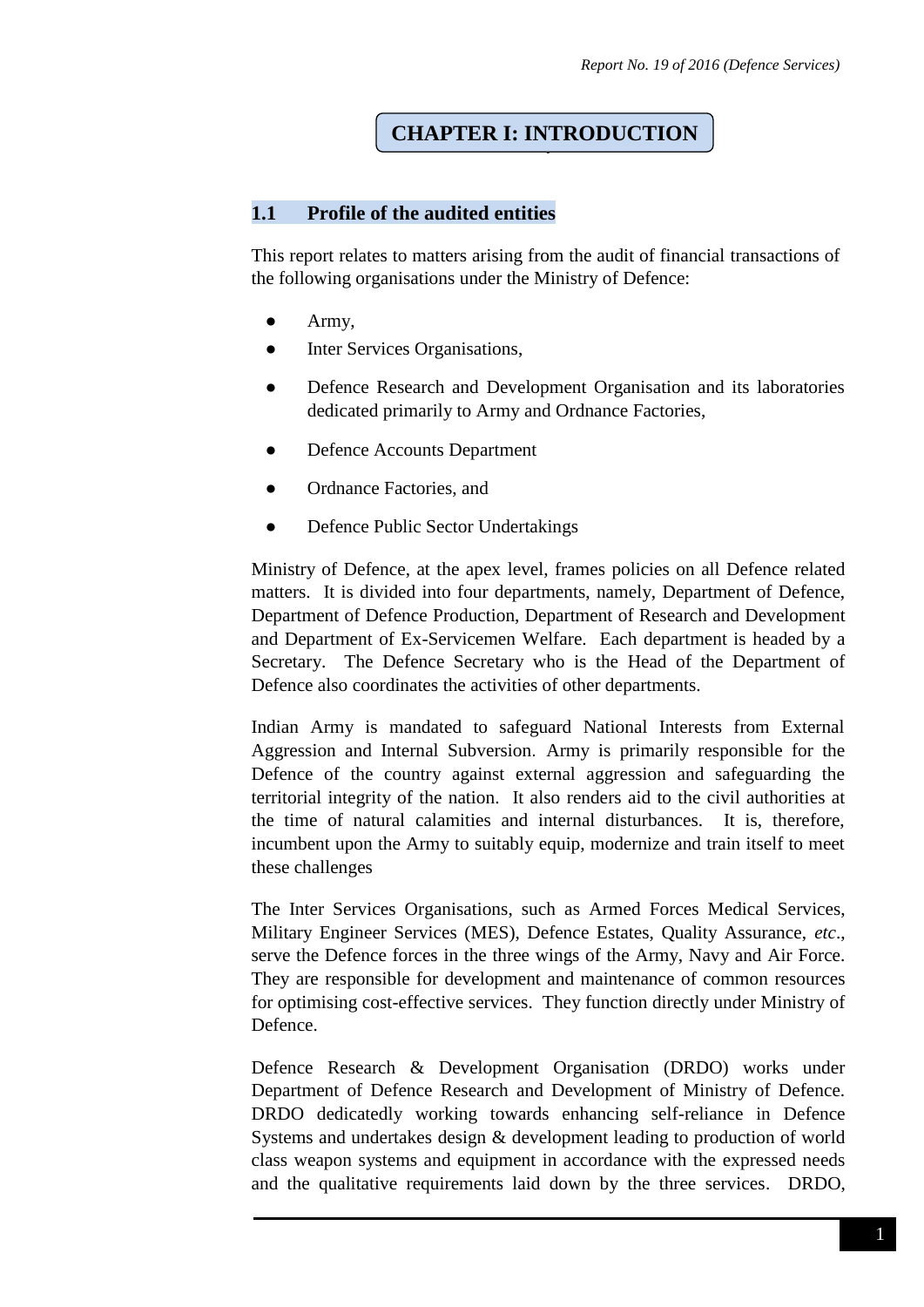# CHAPTER I: INTRODUCTION

## 1.1 Profile of the audited entities

This report relates to matters arising from the audit of financial transactions of the following organisations under the Ministry of Defence:

- Army,
- Inter Services Organisations,
- Defence Research and Development Organisation and its laboratories dedicated primarily to Army and Ordnance Factories,
- Defence Accounts Department
- Ordnance Factories, and
- Defence Public Sector Undertakings

Ministry of Defence, at the apex level, frames policies on all Defence related matters. It is divided into four departments, namely, Department of Defence, Department of Defence Production, Department of Research and Development and Department of Ex-Servicemen Welfare. Each department is headed by a Secretary. The Defence Secretary who is the Head of the Department of Defence also coordinates the activities of other departments.

Indian Army is mandated to safeguard National Interests from External Aggression and Internal Subversion. Army is primarily responsible for the Defence of the country against external aggression and safeguarding the territorial integrity of the nation. It also renders aid to the civil authorities at the time of natural calamities and internal disturbances. It is, therefore, incumbent upon the Army to suitably equip, modernize and train itself to meet these challenges

The Inter Services Organisations, such as Armed Forces Medical Services, Military Engineer Services (MES), Defence Estates, Quality Assurance, *etc*., serve the Defence forces in the three wings of the Army, Navy and Air Force. They are responsible for development and maintenance of common resources for optimising cost-effective services. They function directly under Ministry of Defence.

Defence Research & Development Organisation (DRDO) works under Department of Defence Research and Development of Ministry of Defence. DRDO dedicatedly working towards enhancing self-reliance in Defence Systems and undertakes design & development leading to production of world class weapon systems and equipment in accordance with the expressed needs and the qualitative requirements laid down by the three services. DRDO,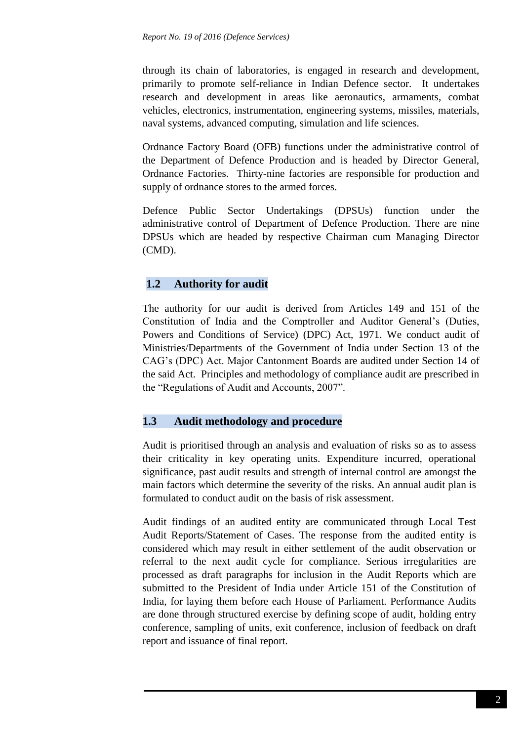through its chain of laboratories, is engaged in research and development, primarily to promote self-reliance in Indian Defence sector. It undertakes research and development in areas like aeronautics, armaments, combat vehicles, electronics, instrumentation, engineering systems, missiles, materials, naval systems, advanced computing, simulation and life sciences.

Ordnance Factory Board (OFB) functions under the administrative control of the Department of Defence Production and is headed by Director General, Ordnance Factories. Thirty-nine factories are responsible for production and supply of ordnance stores to the armed forces.

Defence Public Sector Undertakings (DPSUs) function under the administrative control of Department of Defence Production. There are nine DPSUs which are headed by respective Chairman cum Managing Director (CMD).

## 1.2 Authority for audit

The authority for our audit is derived from Articles 149 and 151 of the Constitution of India and the Comptroller and Auditor General's (Duties, Powers and Conditions of Service) (DPC) Act, 1971. We conduct audit of Ministries/Departments of the Government of India under Section 13 of the CAG's (DPC) Act. Major Cantonment Boards are audited under Section 14 of the said Act. Principles and methodology of compliance audit are prescribed in the "Regulations of Audit and Accounts, 2007".

## 1.3 Audit methodology and procedure

Audit is prioritised through an analysis and evaluation of risks so as to assess their criticality in key operating units. Expenditure incurred, operational significance, past audit results and strength of internal control are amongst the main factors which determine the severity of the risks. An annual audit plan is formulated to conduct audit on the basis of risk assessment.

Audit findings of an audited entity are communicated through Local Test Audit Reports/Statement of Cases. The response from the audited entity is considered which may result in either settlement of the audit observation or referral to the next audit cycle for compliance. Serious irregularities are processed as draft paragraphs for inclusion in the Audit Reports which are submitted to the President of India under Article 151 of the Constitution of India, for laying them before each House of Parliament. Performance Audits are done through structured exercise by defining scope of audit, holding entry conference, sampling of units, exit conference, inclusion of feedback on draft report and issuance of final report.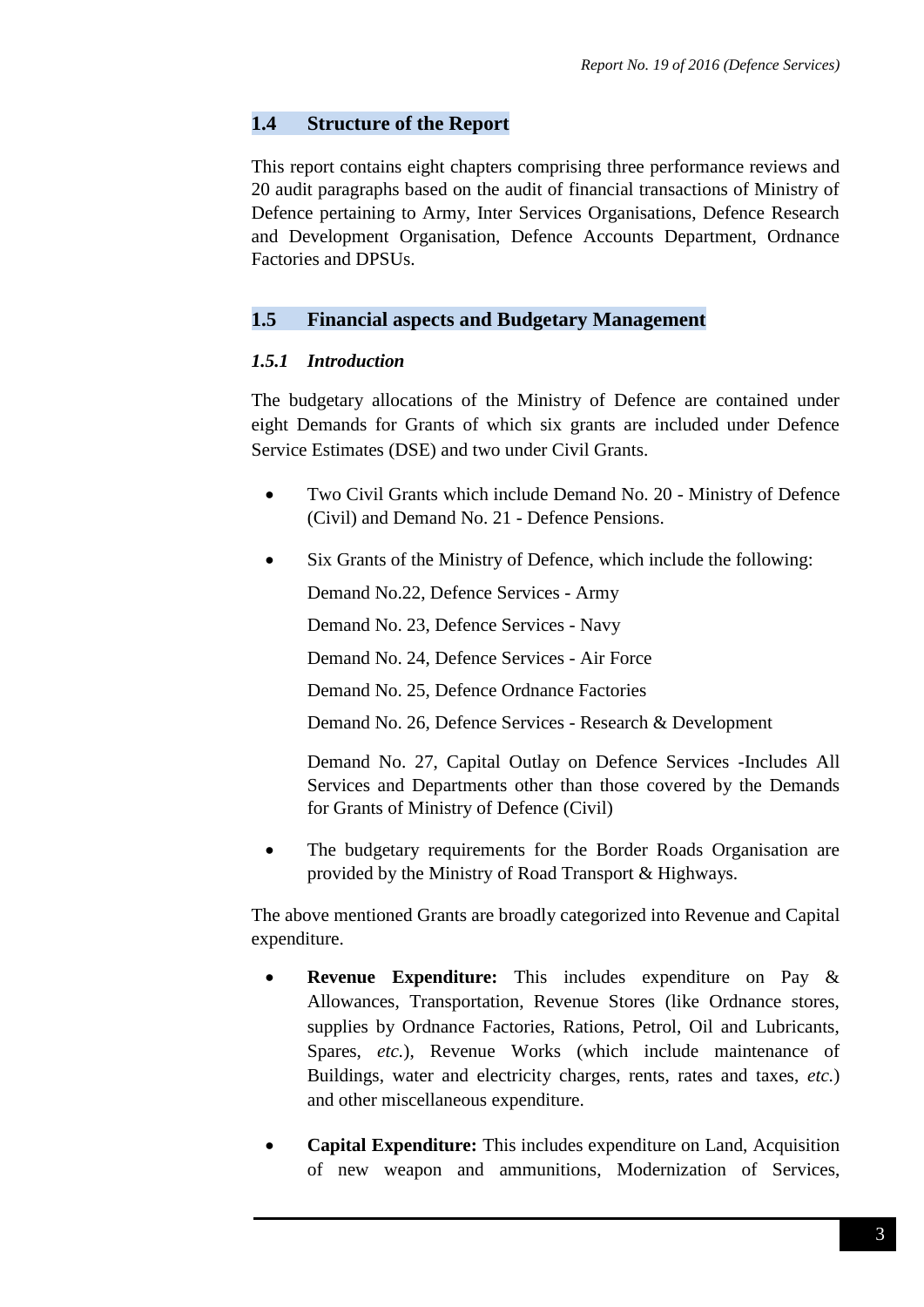## 1.4 Structure of the Report

This report contains eight chapters comprising three performance reviews and 20 audit paragraphs based on the audit of financial transactions of Ministry of Defence pertaining to Army, Inter Services Organisations, Defence Research and Development Organisation, Defence Accounts Department, Ordnance Factories and DPSUs.

## 1.5 Financial aspects and Budgetary Management

### *1.5.1 Introduction*

The budgetary allocations of the Ministry of Defence are contained under eight Demands for Grants of which six grants are included under Defence Service Estimates (DSE) and two under Civil Grants.

- Two Civil Grants which include Demand No. 20 - Ministry of Defence (Civil) and Demand No. 21 - Defence Pensions.
- Six Grants of the Ministry of Defence, which include the following:

  Demand No.22, Defence Services - Army

  Demand No. 23, Defence Services - Navy

  Demand No. 24, Defence Services - Air Force

  Demand No. 25, Defence Ordnance Factories

  Demand No. 26, Defence Services - Research & Development

  Demand No. 27, Capital Outlay on Defence Services -Includes All Services and Departments other than those covered by the Demands for Grants of Ministry of Defence (Civil)

- The budgetary requirements for the Border Roads Organisation are provided by the Ministry of Road Transport & Highways.

The above mentioned Grants are broadly categorized into Revenue and Capital expenditure.

- **Revenue Expenditure:** This includes expenditure on Pay & Allowances, Transportation, Revenue Stores (like Ordnance stores, supplies by Ordnance Factories, Rations, Petrol, Oil and Lubricants, Spares, *etc.*), Revenue Works (which include maintenance of Buildings, water and electricity charges, rents, rates and taxes, *etc.*) and other miscellaneous expenditure.
- **Capital Expenditure:** This includes expenditure on Land, Acquisition of new weapon and ammunitions, Modernization of Services,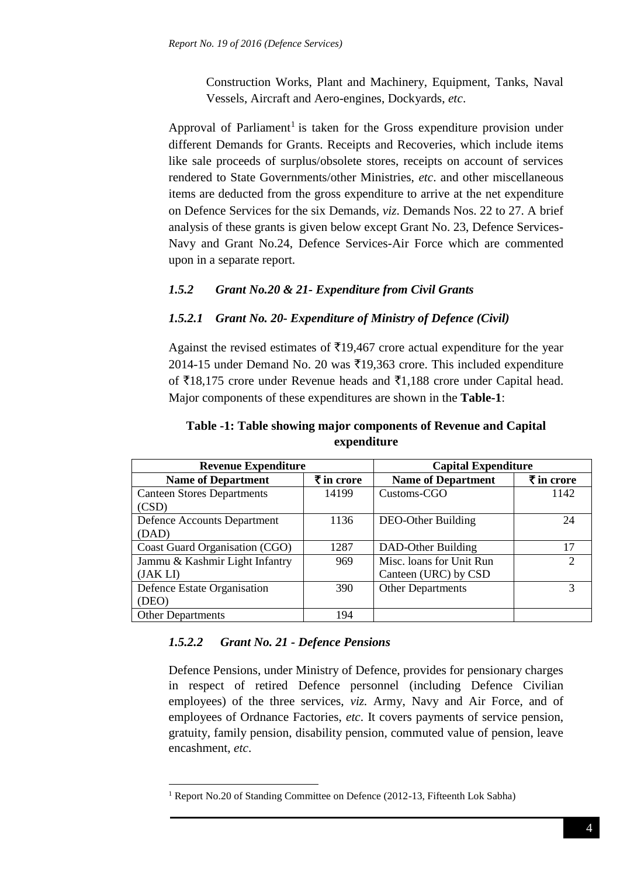Construction Works, Plant and Machinery, Equipment, Tanks, Naval Vessels, Aircraft and Aero-engines, Dockyards, *etc*.

Approval of Parliament[1] is taken for the Gross expenditure provision under different Demands for Grants. Receipts and Recoveries, which include items like sale proceeds of surplus/obsolete stores, receipts on account of services rendered to State Governments/other Ministries, *etc*. and other miscellaneous items are deducted from the gross expenditure to arrive at the net expenditure on Defence Services for the six Demands, *viz*. Demands Nos. 22 to 27. A brief analysis of these grants is given below except Grant No. 23, Defence Services-Navy and Grant No.24, Defence Services-Air Force which are commented upon in a separate report.

### *1.5.2 Grant No.20 & 21- Expenditure from Civil Grants*

#### *1.5.2.1 Grant No. 20- Expenditure of Ministry of Defence (Civil)*

Against the revised estimates of ₹19,467 crore actual expenditure for the year 2014-15 under Demand No. 20 was ₹19,363 crore. This included expenditure of ₹18,175 crore under Revenue heads and ₹1,188 crore under Capital head. Major components of these expenditures are shown in the **Table-1**:

**Table -1: Table showing major components of Revenue and Capital expenditure**

| Revenue Expenditure | | Capital Expenditure | |
|---|---|---|---|
| **Name of Department** | **₹ in crore** | **Name of Department** | **₹ in crore** |
| Canteen Stores Departments (CSD) | 14199 | Customs-CGO | 1142 |
| Defence Accounts Department (DAD) | 1136 | DEO-Other Building | 24 |
| Coast Guard Organisation (CGO) | 1287 | DAD-Other Building | 17 |
| Jammu & Kashmir Light Infantry (JAK LI) | 969 | Misc. loans for Unit Run Canteen (URC) by CSD | 2 |
| Defence Estate Organisation (DEO) | 390 | Other Departments | 3 |
| Other Departments | 194 | | |

#### *1.5.2.2 Grant No. 21 - Defence Pensions*

Defence Pensions, under Ministry of Defence, provides for pensionary charges in respect of retired Defence personnel (including Defence Civilian employees) of the three services, *viz.* Army, Navy and Air Force, and of employees of Ordnance Factories, *etc*. It covers payments of service pension, gratuity, family pension, disability pension, commuted value of pension, leave encashment, *etc*.

[1] Report No.20 of Standing Committee on Defence (2012-13, Fifteenth Lok Sabha)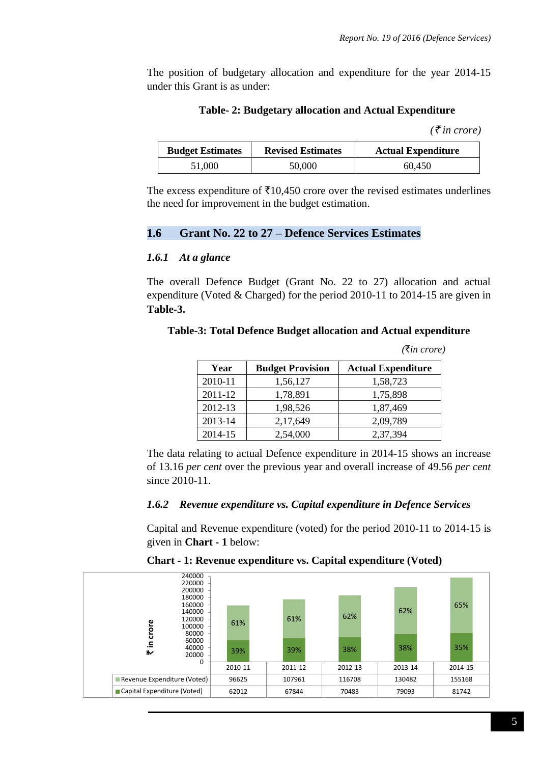The position of budgetary allocation and expenditure for the year 2014-15 under this Grant is as under:

**Table- 2: Budgetary allocation and Actual Expenditure**

*(₹ in crore)*

| Budget Estimates | Revised Estimates | Actual Expenditure |
|---|---|---|
| 51,000 | 50,000 | 60,450 |

The excess expenditure of ₹10,450 crore over the revised estimates underlines the need for improvement in the budget estimation.

## 1.6 Grant No. 22 to 27 – Defence Services Estimates

### *1.6.1 At a glance*

The overall Defence Budget (Grant No. 22 to 27) allocation and actual expenditure (Voted & Charged) for the period 2010-11 to 2014-15 are given in **Table-3.**

**Table-3: Total Defence Budget allocation and Actual expenditure**

*(₹in crore)*

| Year | Budget Provision | Actual Expenditure |
|---|---|---|
| 2010-11 | 1,56,127 | 1,58,723 |
| 2011-12 | 1,78,891 | 1,75,898 |
| 2012-13 | 1,98,526 | 1,87,469 |
| 2013-14 | 2,17,649 | 2,09,789 |
| 2014-15 | 2,54,000 | 2,37,394 |

The data relating to actual Defence expenditure in 2014-15 shows an increase of 13.16 *per cent* over the previous year and overall increase of 49.56 *per cent* since 2010-11.

### *1.6.2 Revenue expenditure vs. Capital expenditure in Defence Services*

Capital and Revenue expenditure (voted) for the period 2010-11 to 2014-15 is given in **Chart - 1** below:

**Chart - 1: Revenue expenditure vs. Capital expenditure (Voted)**

| | 2010-11 | 2011-12 | 2012-13 | 2013-14 | 2014-15 |
|---|---|---|---|---|---|
| Revenue Expenditure (Voted) | 96625 | 107961 | 116708 | 130482 | 155168 |
| Capital Expenditure (Voted) | 62012 | 67844 | 70483 | 79093 | 81742 |
| Revenue % | 61% | 61% | 62% | 62% | 65% |
| Capital % | 39% | 39% | 38% | 38% | 35% |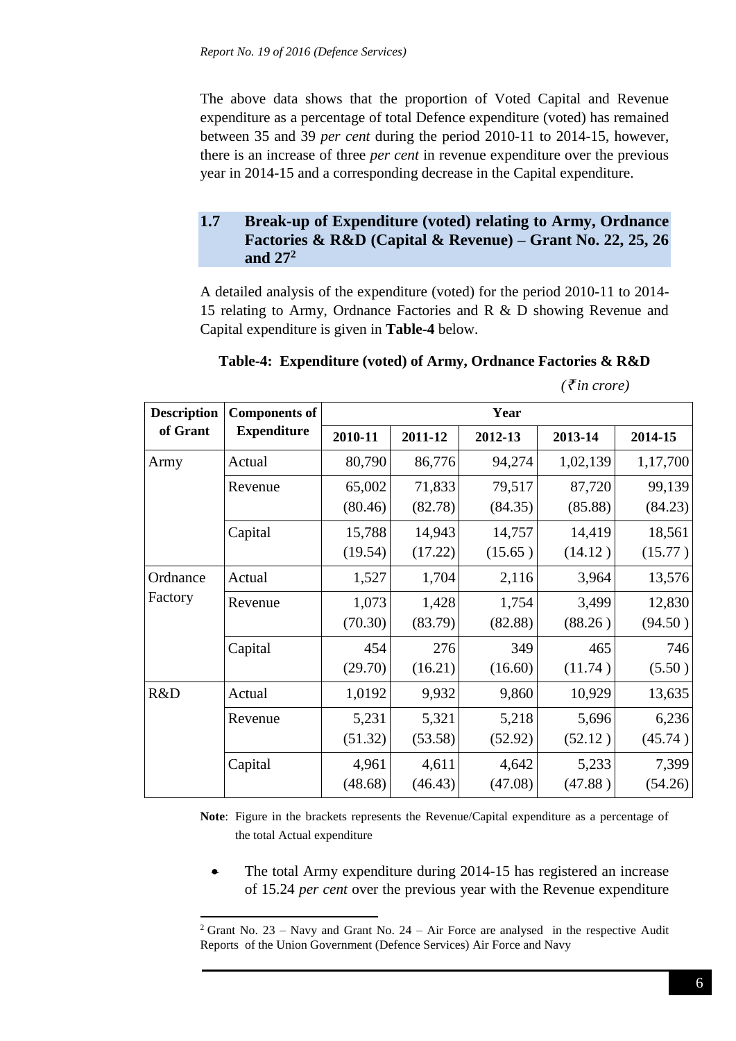The above data shows that the proportion of Voted Capital and Revenue expenditure as a percentage of total Defence expenditure (voted) has remained between 35 and 39 *per cent* during the period 2010-11 to 2014-15, however, there is an increase of three *per cent* in revenue expenditure over the previous year in 2014-15 and a corresponding decrease in the Capital expenditure.

## 1.7 Break-up of Expenditure (voted) relating to Army, Ordnance Factories & R&D (Capital & Revenue) – Grant No. 22, 25, 26 and 27[2]

A detailed analysis of the expenditure (voted) for the period 2010-11 to 2014-15 relating to Army, Ordnance Factories and R & D showing Revenue and Capital expenditure is given in **Table-4** below.

**Table-4: Expenditure (voted) of Army, Ordnance Factories & R&D**

*(₹ in crore)*

| Description of Grant | Components of Expenditure | Year | | | | |
|---|---|---|---|---|---|---|
| | | 2010-11 | 2011-12 | 2012-13 | 2013-14 | 2014-15 |
| Army | Actual | 80,790 | 86,776 | 94,274 | 1,02,139 | 1,17,700 |
| | Revenue | 65,002 (80.46) | 71,833 (82.78) | 79,517 (84.35) | 87,720 (85.88) | 99,139 (84.23) |
| | Capital | 15,788 (19.54) | 14,943 (17.22) | 14,757 (15.65 ) | 14,419 (14.12 ) | 18,561 (15.77 ) |
| Ordnance Factory | Actual | 1,527 | 1,704 | 2,116 | 3,964 | 13,576 |
| | Revenue | 1,073 (70.30) | 1,428 (83.79) | 1,754 (82.88) | 3,499 (88.26 ) | 12,830 (94.50 ) |
| | Capital | 454 (29.70) | 276 (16.21) | 349 (16.60) | 465 (11.74 ) | 746 (5.50 ) |
| R&D | Actual | 1,0192 | 9,932 | 9,860 | 10,929 | 13,635 |
| | Revenue | 5,231 (51.32) | 5,321 (53.58) | 5,218 (52.92) | 5,696 (52.12 ) | 6,236 (45.74 ) |
| | Capital | 4,961 (48.68) | 4,611 (46.43) | 4,642 (47.08) | 5,233 (47.88 ) | 7,399 (54.26) |

**Note**: Figure in the brackets represents the Revenue/Capital expenditure as a percentage of the total Actual expenditure

- The total Army expenditure during 2014-15 has registered an increase of 15.24 *per cent* over the previous year with the Revenue expenditure

[2] Grant No. 23 – Navy and Grant No. 24 – Air Force are analysed in the respective Audit Reports of the Union Government (Defence Services) Air Force and Navy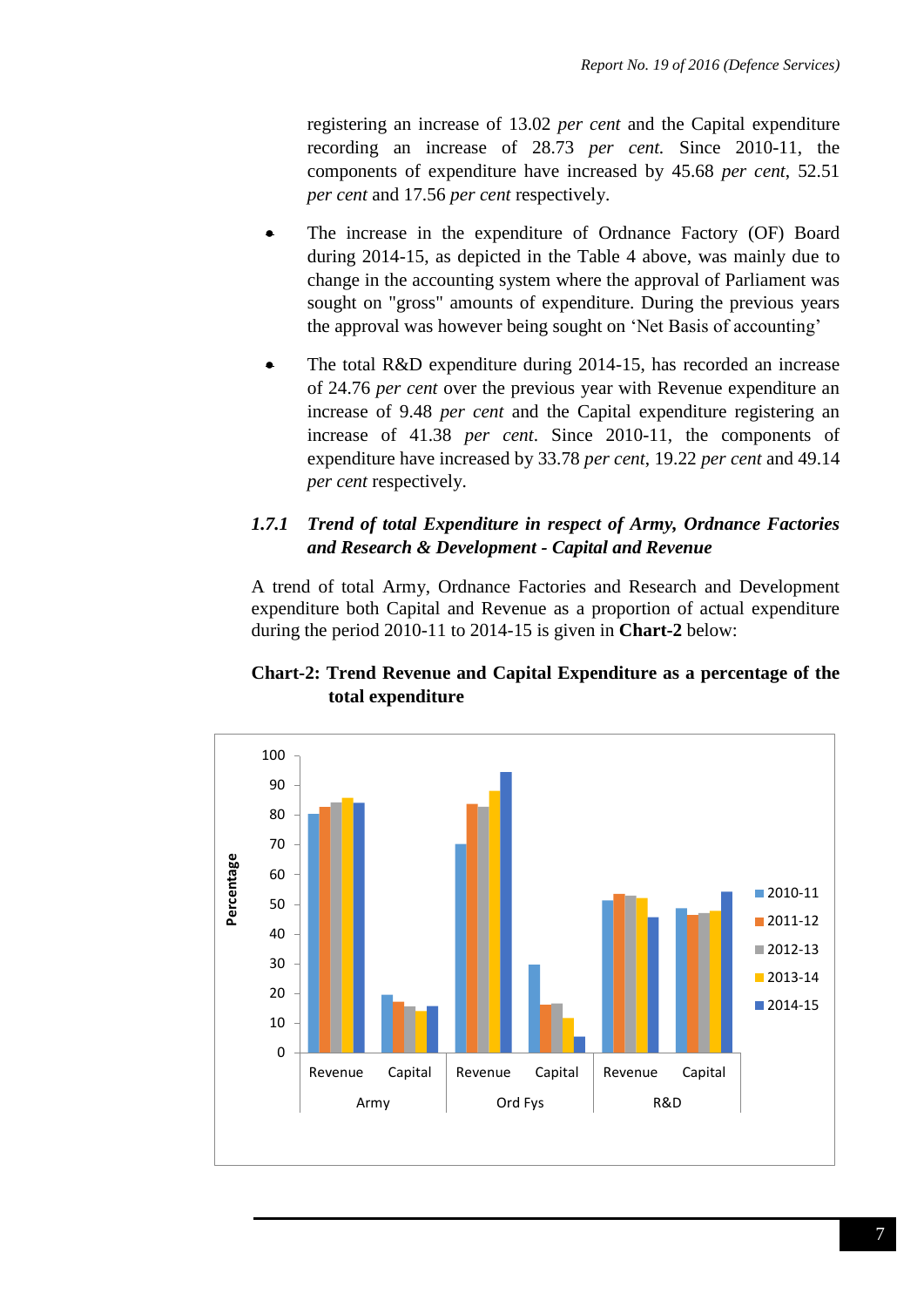registering an increase of 13.02 *per cent* and the Capital expenditure recording an increase of 28.73 *per cent.* Since 2010-11, the components of expenditure have increased by 45.68 *per cent*, 52.51 *per cent* and 17.56 *per cent* respectively.

- The increase in the expenditure of Ordnance Factory (OF) Board during 2014-15, as depicted in the Table 4 above, was mainly due to change in the accounting system where the approval of Parliament was sought on "gross" amounts of expenditure. During the previous years the approval was however being sought on 'Net Basis of accounting'

- The total R&D expenditure during 2014-15, has recorded an increase of 24.76 *per cent* over the previous year with Revenue expenditure an increase of 9.48 *per cent* and the Capital expenditure registering an increase of 41.38 *per cent*. Since 2010-11, the components of expenditure have increased by 33.78 *per cent*, 19.22 *per cent* and 49.14 *per cent* respectively.

### *1.7.1 Trend of total Expenditure in respect of Army, Ordnance Factories and Research & Development - Capital and Revenue*

A trend of total Army, Ordnance Factories and Research and Development expenditure both Capital and Revenue as a proportion of actual expenditure during the period 2010-11 to 2014-15 is given in **Chart-2** below:

**Chart-2: Trend Revenue and Capital Expenditure as a percentage of the total expenditure**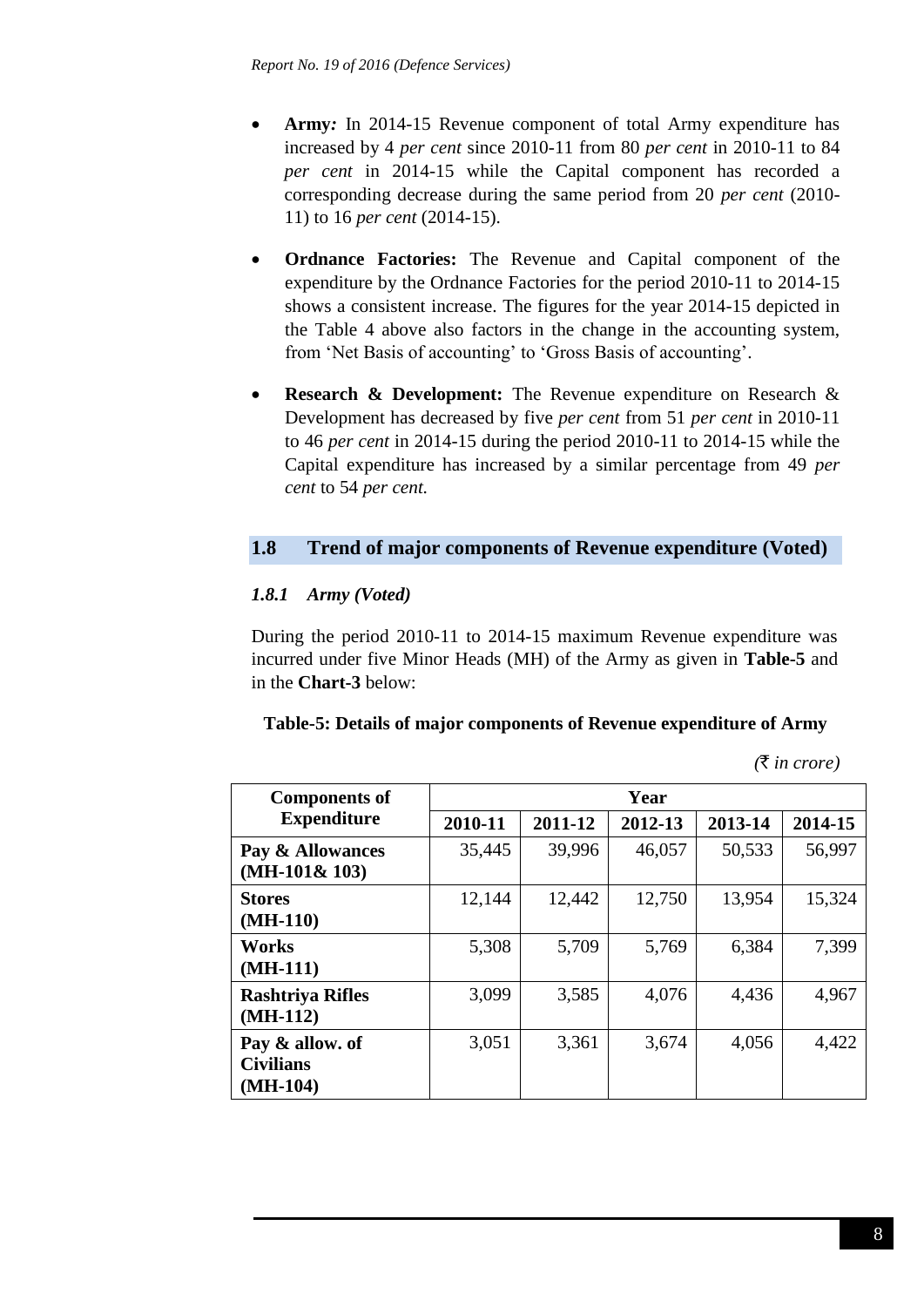- **Army:** In 2014-15 Revenue component of total Army expenditure has increased by 4 *per cent* since 2010-11 from 80 *per cent* in 2010-11 to 84 *per cent* in 2014-15 while the Capital component has recorded a corresponding decrease during the same period from 20 *per cent* (2010-11) to 16 *per cent* (2014-15).

- **Ordnance Factories:** The Revenue and Capital component of the expenditure by the Ordnance Factories for the period 2010-11 to 2014-15 shows a consistent increase. The figures for the year 2014-15 depicted in the Table 4 above also factors in the change in the accounting system, from 'Net Basis of accounting' to 'Gross Basis of accounting'.

- **Research & Development:** The Revenue expenditure on Research & Development has decreased by five *per cent* from 51 *per cent* in 2010-11 to 46 *per cent* in 2014-15 during the period 2010-11 to 2014-15 while the Capital expenditure has increased by a similar percentage from 49 *per cent* to 54 *per cent.*

## 1.8 Trend of major components of Revenue expenditure (Voted)

### *1.8.1 Army (Voted)*

During the period 2010-11 to 2014-15 maximum Revenue expenditure was incurred under five Minor Heads (MH) of the Army as given in **Table-5** and in the **Chart-3** below:

**Table-5: Details of major components of Revenue expenditure of Army**

*(₹ in crore)*

| Components of Expenditure | Year | | | | |
|---|---|---|---|---|---|
| | 2010-11 | 2011-12 | 2012-13 | 2013-14 | 2014-15 |
| **Pay & Allowances (MH-101& 103)** | 35,445 | 39,996 | 46,057 | 50,533 | 56,997 |
| **Stores (MH-110)** | 12,144 | 12,442 | 12,750 | 13,954 | 15,324 |
| **Works (MH-111)** | 5,308 | 5,709 | 5,769 | 6,384 | 7,399 |
| **Rashtriya Rifles (MH-112)** | 3,099 | 3,585 | 4,076 | 4,436 | 4,967 |
| **Pay & allow. of Civilians (MH-104)** | 3,051 | 3,361 | 3,674 | 4,056 | 4,422 |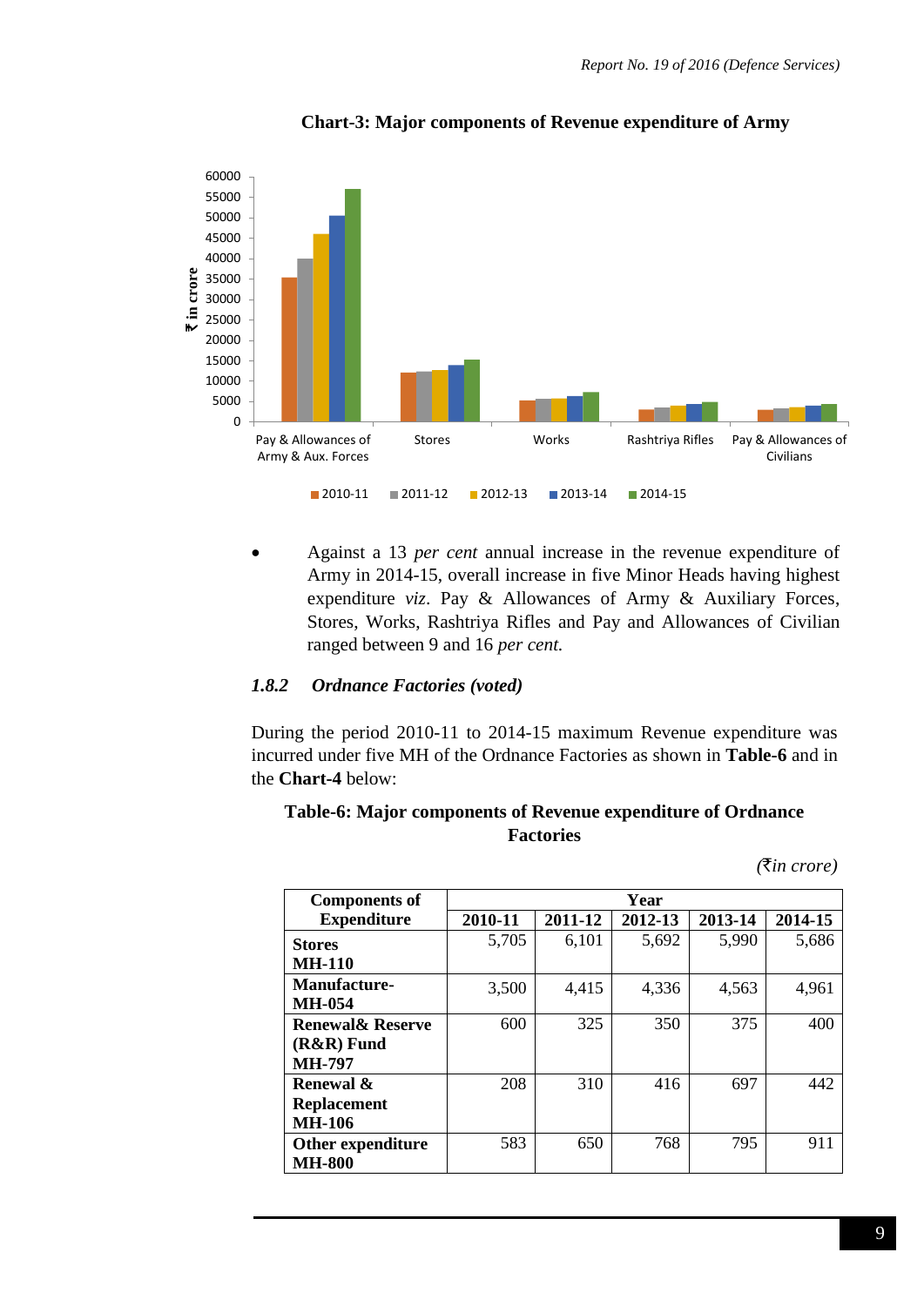**Chart-3: Major components of Revenue expenditure of Army**

- Against a 13 *per cent* annual increase in the revenue expenditure of Army in 2014-15, overall increase in five Minor Heads having highest expenditure *viz*. Pay & Allowances of Army & Auxiliary Forces, Stores, Works, Rashtriya Rifles and Pay and Allowances of Civilian ranged between 9 and 16 *per cent.*

### *1.8.2 Ordnance Factories (voted)*

During the period 2010-11 to 2014-15 maximum Revenue expenditure was incurred under five MH of the Ordnance Factories as shown in **Table-6** and in the **Chart-4** below:

**Table-6: Major components of Revenue expenditure of Ordnance Factories**

*(₹in crore)*

| Components of Expenditure | Year | | | | |
|---|---|---|---|---|---|
| | 2010-11 | 2011-12 | 2012-13 | 2013-14 | 2014-15 |
| **Stores MH-110** | 5,705 | 6,101 | 5,692 | 5,990 | 5,686 |
| **Manufacture-MH-054** | 3,500 | 4,415 | 4,336 | 4,563 | 4,961 |
| **Renewal& Reserve (R&R) Fund MH-797** | 600 | 325 | 350 | 375 | 400 |
| **Renewal & Replacement MH-106** | 208 | 310 | 416 | 697 | 442 |
| **Other expenditure MH-800** | 583 | 650 | 768 | 795 | 911 |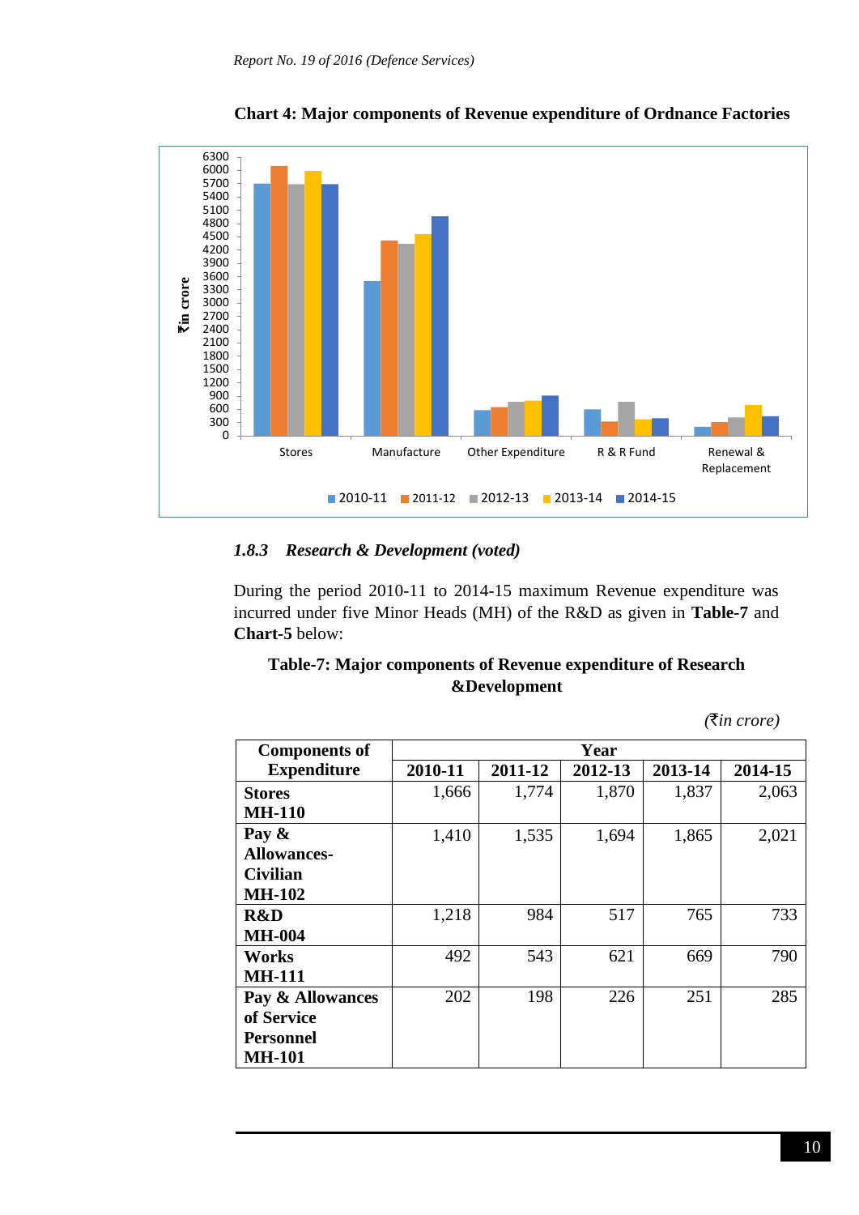**Chart 4: Major components of Revenue expenditure of Ordnance Factories**

### *1.8.3 Research & Development (voted)*

During the period 2010-11 to 2014-15 maximum Revenue expenditure was incurred under five Minor Heads (MH) of the R&D as given in **Table-7** and **Chart-5** below:

**Table-7: Major components of Revenue expenditure of Research &Development**

*(₹in crore)*

| Components of Expenditure | Year | | | | |
|---|---|---|---|---|---|
| | 2010-11 | 2011-12 | 2012-13 | 2013-14 | 2014-15 |
| **Stores MH-110** | 1,666 | 1,774 | 1,870 | 1,837 | 2,063 |
| **Pay & Allowances-Civilian MH-102** | 1,410 | 1,535 | 1,694 | 1,865 | 2,021 |
| **R&D MH-004** | 1,218 | 984 | 517 | 765 | 733 |
| **Works MH-111** | 492 | 543 | 621 | 669 | 790 |
| **Pay & Allowances of Service Personnel MH-101** | 202 | 198 | 226 | 251 | 285 |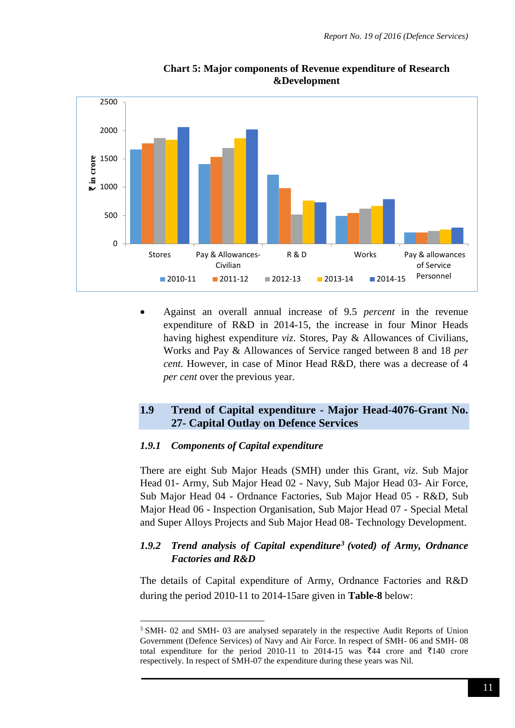**Chart 5: Major components of Revenue expenditure of Research &Development**

- Against an overall annual increase of 9.5 *percent* in the revenue expenditure of R&D in 2014-15, the increase in four Minor Heads having highest expenditure *viz*. Stores, Pay & Allowances of Civilians, Works and Pay & Allowances of Service ranged between 8 and 18 *per cent*. However, in case of Minor Head R&D, there was a decrease of 4 *per cent* over the previous year.

## 1.9 Trend of Capital expenditure - Major Head-4076-Grant No. 27- Capital Outlay on Defence Services

### *1.9.1 Components of Capital expenditure*

There are eight Sub Major Heads (SMH) under this Grant, *viz*. Sub Major Head 01- Army, Sub Major Head 02 - Navy, Sub Major Head 03- Air Force, Sub Major Head 04 - Ordnance Factories, Sub Major Head 05 - R&D, Sub Major Head 06 - Inspection Organisation, Sub Major Head 07 - Special Metal and Super Alloys Projects and Sub Major Head 08- Technology Development.

### *1.9.2 Trend analysis of Capital expenditure[3] (voted) of Army, Ordnance Factories and R&D*

The details of Capital expenditure of Army, Ordnance Factories and R&D during the period 2010-11 to 2014-15are given in **Table-8** below:

---

[3] SMH- 02 and SMH- 03 are analysed separately in the respective Audit Reports of Union Government (Defence Services) of Navy and Air Force. In respect of SMH- 06 and SMH- 08 total expenditure for the period 2010-11 to 2014-15 was ₹44 crore and ₹140 crore respectively. In respect of SMH-07 the expenditure during these years was Nil.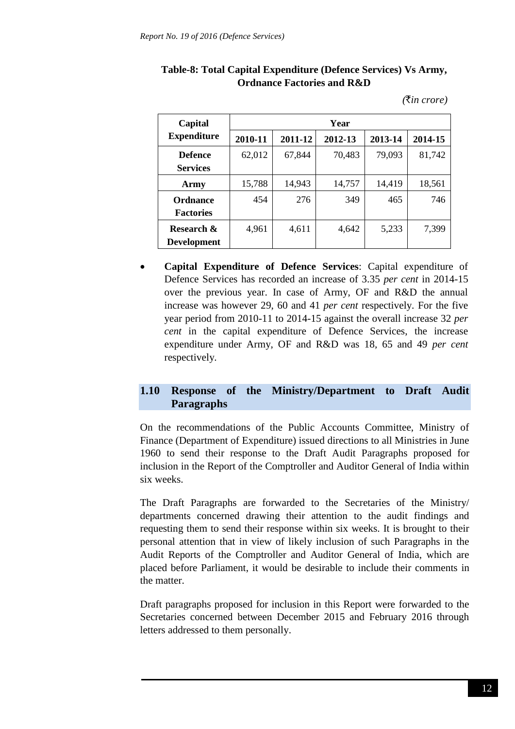**Table-8: Total Capital Expenditure (Defence Services) Vs Army, Ordnance Factories and R&D**

*(₹in crore)*

| Capital Expenditure | Year | | | | |
|---|---|---|---|---|---|
| | 2010-11 | 2011-12 | 2012-13 | 2013-14 | 2014-15 |
| **Defence Services** | 62,012 | 67,844 | 70,483 | 79,093 | 81,742 |
| **Army** | 15,788 | 14,943 | 14,757 | 14,419 | 18,561 |
| **Ordnance Factories** | 454 | 276 | 349 | 465 | 746 |
| **Research & Development** | 4,961 | 4,611 | 4,642 | 5,233 | 7,399 |

- **Capital Expenditure of Defence Services**: Capital expenditure of Defence Services has recorded an increase of 3.35 *per cent* in 2014-15 over the previous year. In case of Army, OF and R&D the annual increase was however 29, 60 and 41 *per cent* respectively. For the five year period from 2010-11 to 2014-15 against the overall increase 32 *per cent* in the capital expenditure of Defence Services, the increase expenditure under Army, OF and R&D was 18, 65 and 49 *per cent* respectively.

## 1.10 Response of the Ministry/Department to Draft Audit Paragraphs

On the recommendations of the Public Accounts Committee, Ministry of Finance (Department of Expenditure) issued directions to all Ministries in June 1960 to send their response to the Draft Audit Paragraphs proposed for inclusion in the Report of the Comptroller and Auditor General of India within six weeks.

The Draft Paragraphs are forwarded to the Secretaries of the Ministry/ departments concerned drawing their attention to the audit findings and requesting them to send their response within six weeks. It is brought to their personal attention that in view of likely inclusion of such Paragraphs in the Audit Reports of the Comptroller and Auditor General of India, which are placed before Parliament, it would be desirable to include their comments in the matter.

Draft paragraphs proposed for inclusion in this Report were forwarded to the Secretaries concerned between December 2015 and February 2016 through letters addressed to them personally.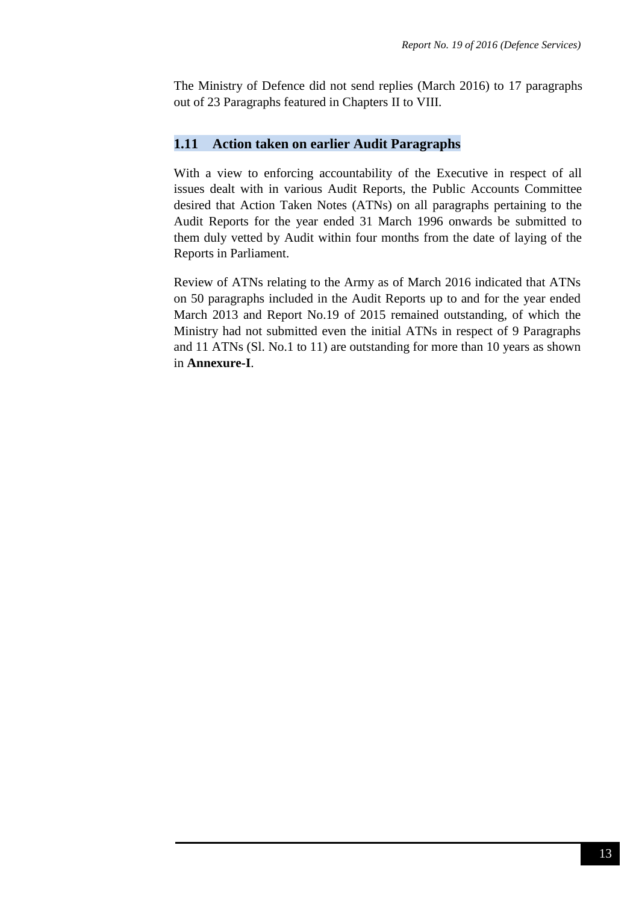The Ministry of Defence did not send replies (March 2016) to 17 paragraphs out of 23 Paragraphs featured in Chapters II to VIII.

## 1.11 Action taken on earlier Audit Paragraphs

With a view to enforcing accountability of the Executive in respect of all issues dealt with in various Audit Reports, the Public Accounts Committee desired that Action Taken Notes (ATNs) on all paragraphs pertaining to the Audit Reports for the year ended 31 March 1996 onwards be submitted to them duly vetted by Audit within four months from the date of laying of the Reports in Parliament.

Review of ATNs relating to the Army as of March 2016 indicated that ATNs on 50 paragraphs included in the Audit Reports up to and for the year ended March 2013 and Report No.19 of 2015 remained outstanding, of which the Ministry had not submitted even the initial ATNs in respect of 9 Paragraphs and 11 ATNs (Sl. No.1 to 11) are outstanding for more than 10 years as shown in **Annexure-I**.